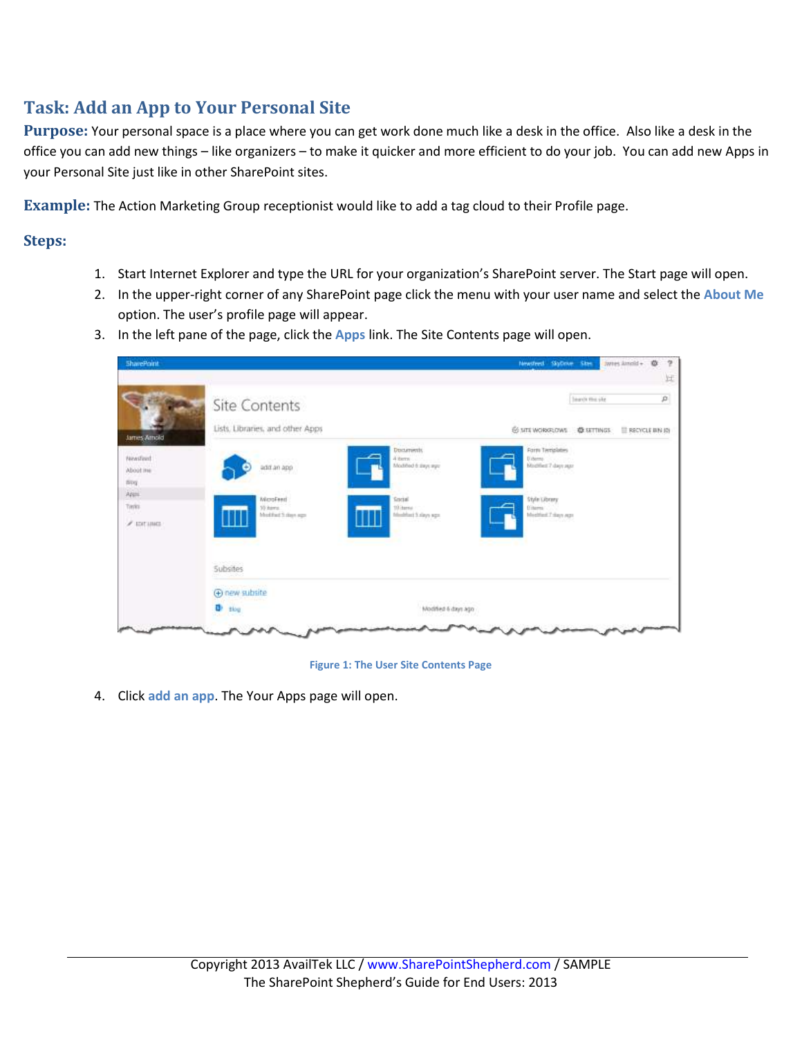## Task: Add an App to Your Personal Site

**Purpose:** Your personal space is a place where you can get work done much like a desk in the office. Also like a desk in the office you can add new things – like organizers – to make it quicker and more efficient to do your job. You can add new Apps in your Personal Site just like in other SharePoint sites.

**Example:** The Action Marketing Group receptionist would like to add a tag cloud to their Profile page.

### Steps:

1. Start Internet Explorer and type the URL for your organization's SharePoint server. The Start page will open.
2. In the upper-right corner of any SharePoint page click the menu with your user name and select the **About Me** option. The user's profile page will appear.
3. In the left pane of the page, click the **Apps** link. The Site Contents page will open.

Figure 1: The User Site Contents Page

4. Click **add an app**. The Your Apps page will open.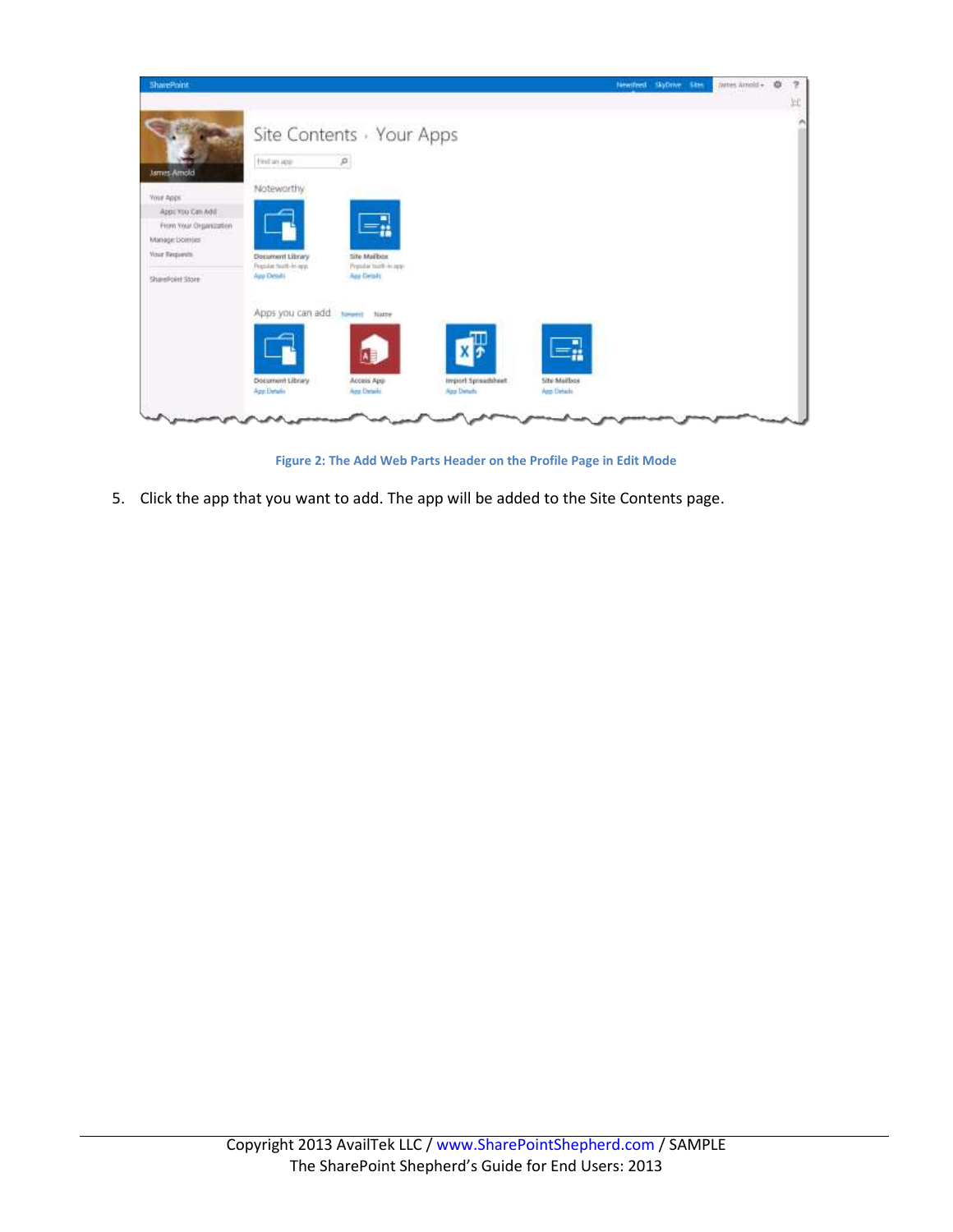Figure 2: The Add Web Parts Header on the Profile Page in Edit Mode

5. Click the app that you want to add. The app will be added to the Site Contents page.